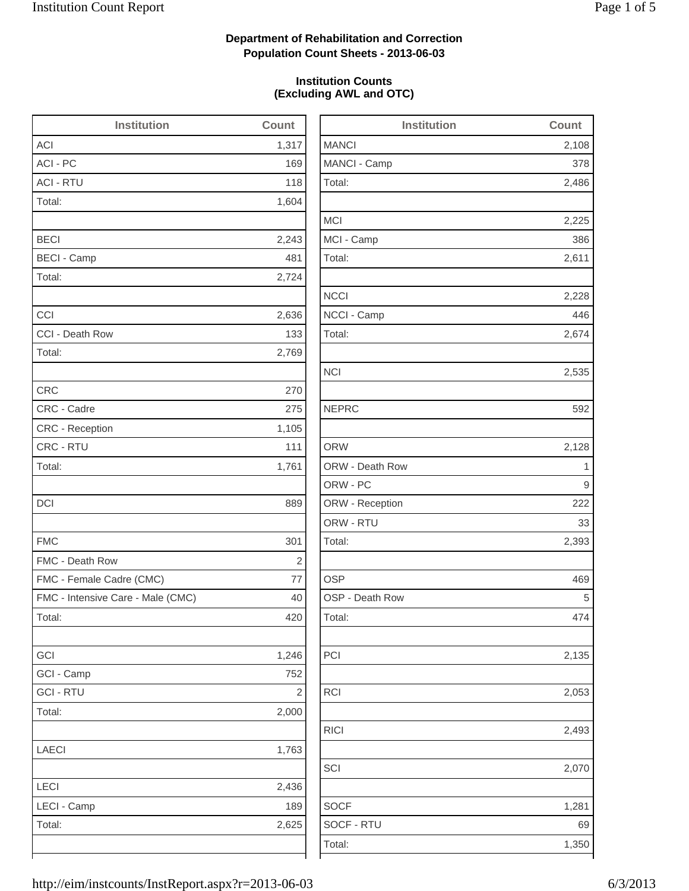**Department of Rehabilitation and Correction**
**Population Count Sheets - 2013-06-03**

**Institution Counts**
**(Excluding AWL and OTC)**

| Institution | Count |
|---|---|
| ACI | 1,317 |
| ACI - PC | 169 |
| ACI - RTU | 118 |
| Total: | 1,604 |
| | |
| BECI | 2,243 |
| BECI - Camp | 481 |
| Total: | 2,724 |
| | |
| CCI | 2,636 |
| CCI - Death Row | 133 |
| Total: | 2,769 |
| | |
| CRC | 270 |
| CRC - Cadre | 275 |
| CRC - Reception | 1,105 |
| CRC - RTU | 111 |
| Total: | 1,761 |
| | |
| DCI | 889 |
| | |
| FMC | 301 |
| FMC - Death Row | 2 |
| FMC - Female Cadre (CMC) | 77 |
| FMC - Intensive Care - Male (CMC) | 40 |
| Total: | 420 |
| | |
| GCI | 1,246 |
| GCI - Camp | 752 |
| GCI - RTU | 2 |
| Total: | 2,000 |
| | |
| LAECI | 1,763 |
| | |
| LECI | 2,436 |
| LECI - Camp | 189 |
| Total: | 2,625 |

| Institution | Count |
|---|---|
| MANCI | 2,108 |
| MANCI - Camp | 378 |
| Total: | 2,486 |
| | |
| MCI | 2,225 |
| MCI - Camp | 386 |
| Total: | 2,611 |
| | |
| NCCI | 2,228 |
| NCCI - Camp | 446 |
| Total: | 2,674 |
| | |
| NCI | 2,535 |
| | |
| NEPRC | 592 |
| | |
| ORW | 2,128 |
| ORW - Death Row | 1 |
| ORW - PC | 9 |
| ORW - Reception | 222 |
| ORW - RTU | 33 |
| Total: | 2,393 |
| | |
| OSP | 469 |
| OSP - Death Row | 5 |
| Total: | 474 |
| | |
| PCI | 2,135 |
| | |
| RCI | 2,053 |
| | |
| RICI | 2,493 |
| | |
| SCI | 2,070 |
| | |
| SOCF | 1,281 |
| SOCF - RTU | 69 |
| Total: | 1,350 |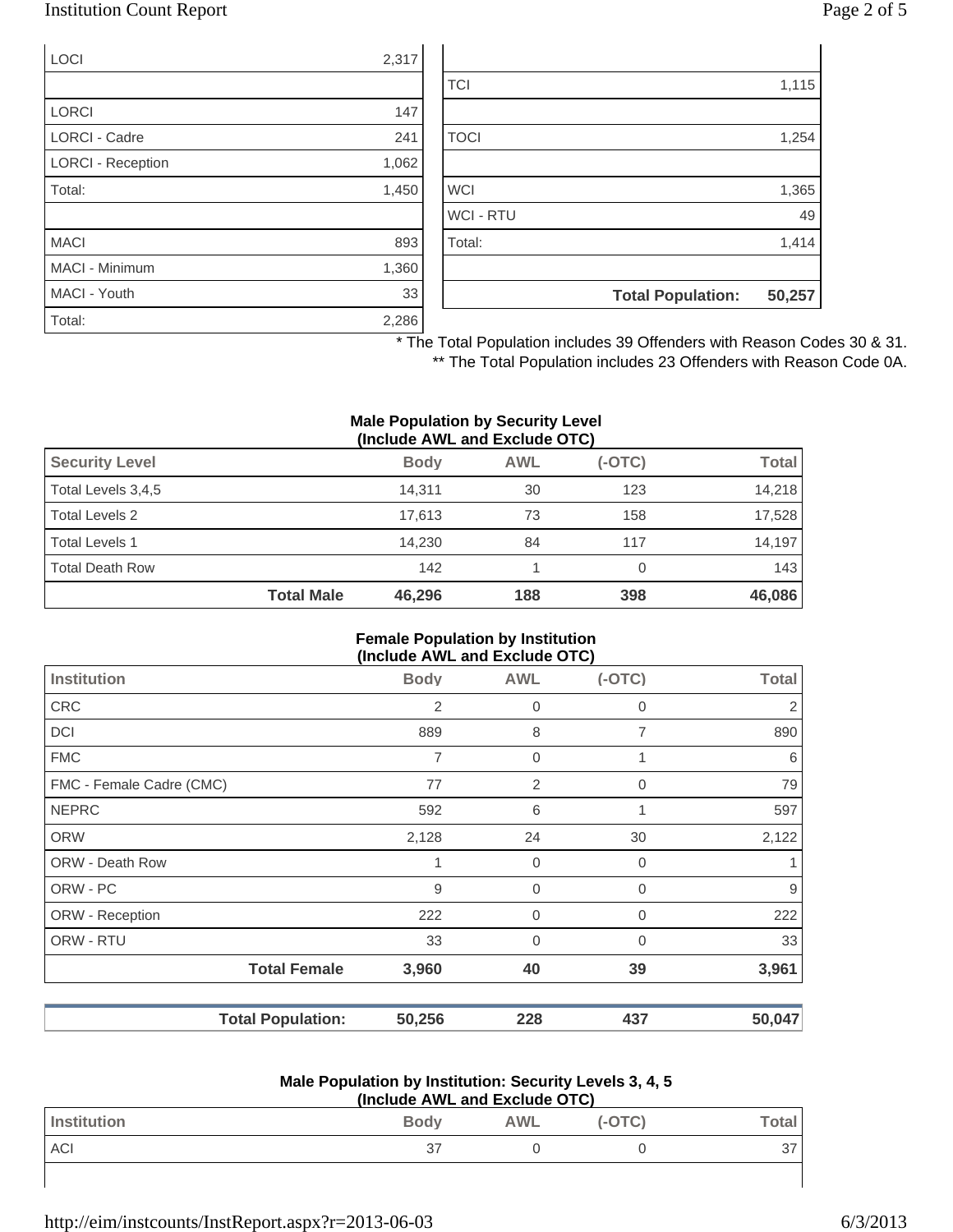| | |
|---|---|
| LOCI | 2,317 |
| | |
| LORCI | 147 |
| LORCI - Cadre | 241 |
| LORCI - Reception | 1,062 |
| Total: | 1,450 |
| | |
| MACI | 893 |
| MACI - Minimum | 1,360 |
| MACI - Youth | 33 |
| Total: | 2,286 |

| | |
|---|---|
| | |
| TCI | 1,115 |
| | |
| TOCI | 1,254 |
| | |
| WCI | 1,365 |
| WCI - RTU | 49 |
| Total: | 1,414 |
| | |
| **Total Population:** | **50,257** |

\* The Total Population includes 39 Offenders with Reason Codes 30 & 31.

\*\* The Total Population includes 23 Offenders with Reason Code 0A.

**Male Population by Security Level (Include AWL and Exclude OTC)**

| Security Level | Body | AWL | (-OTC) | Total |
|---|---|---|---|---|
| Total Levels 3,4,5 | 14,311 | 30 | 123 | 14,218 |
| Total Levels 2 | 17,613 | 73 | 158 | 17,528 |
| Total Levels 1 | 14,230 | 84 | 117 | 14,197 |
| Total Death Row | 142 | 1 | 0 | 143 |
| **Total Male** | **46,296** | **188** | **398** | **46,086** |

**Female Population by Institution (Include AWL and Exclude OTC)**

| Institution | Body | AWL | (-OTC) | Total |
|---|---|---|---|---|
| CRC | 2 | 0 | 0 | 2 |
| DCI | 889 | 8 | 7 | 890 |
| FMC | 7 | 0 | 1 | 6 |
| FMC - Female Cadre (CMC) | 77 | 2 | 0 | 79 |
| NEPRC | 592 | 6 | 1 | 597 |
| ORW | 2,128 | 24 | 30 | 2,122 |
| ORW - Death Row | 1 | 0 | 0 | 1 |
| ORW - PC | 9 | 0 | 0 | 9 |
| ORW - Reception | 222 | 0 | 0 | 222 |
| ORW - RTU | 33 | 0 | 0 | 33 |
| **Total Female** | **3,960** | **40** | **39** | **3,961** |

| | Body | AWL | (-OTC) | Total |
|---|---|---|---|---|
| **Total Population:** | **50,256** | **228** | **437** | **50,047** |

**Male Population by Institution: Security Levels 3, 4, 5 (Include AWL and Exclude OTC)**

| Institution | Body | AWL | (-OTC) | Total |
|---|---|---|---|---|
| ACI | 37 | 0 | 0 | 37 |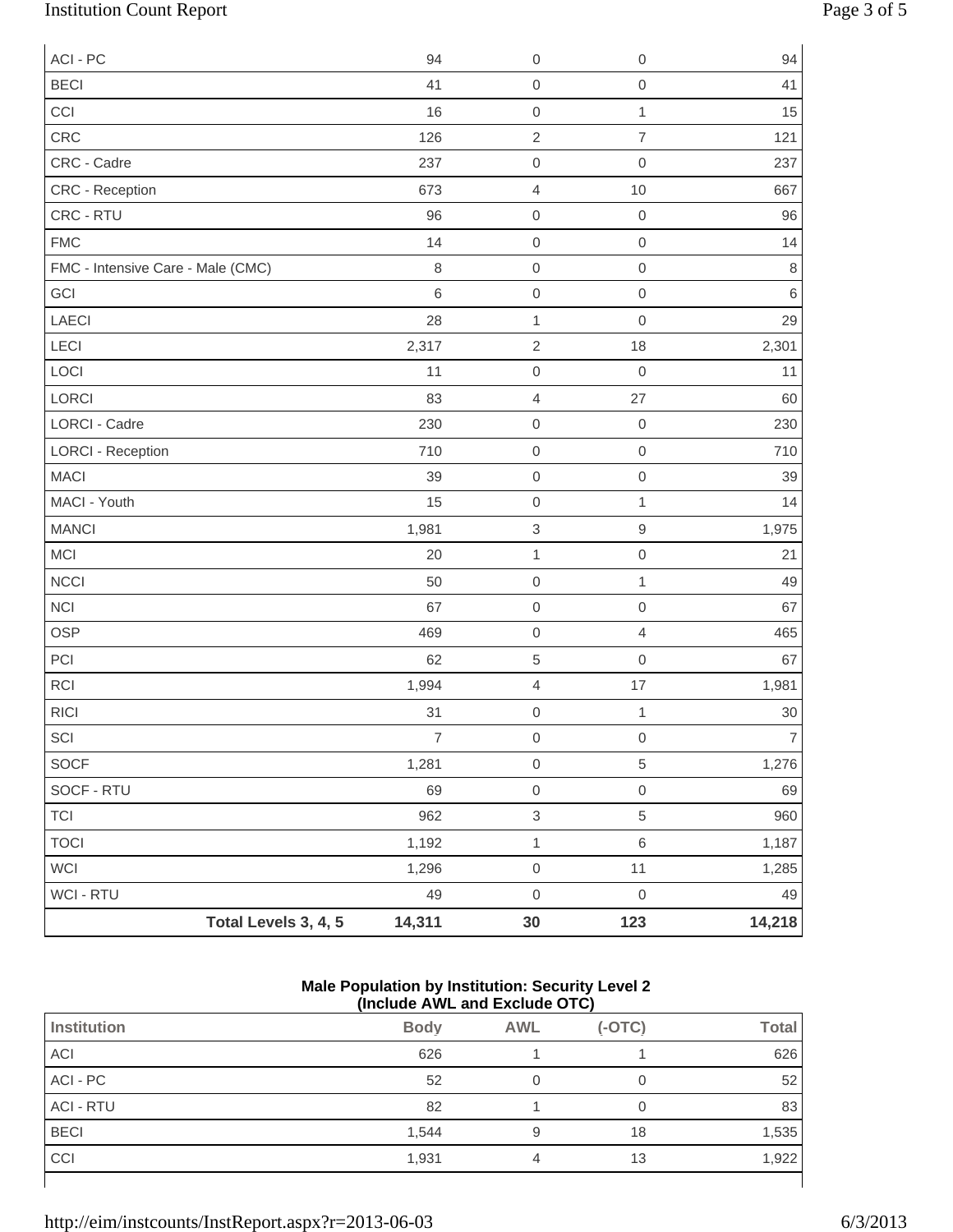| | | | |
|---|---|---|---|
| ACI - PC | 94 | 0 | 0 | 94 |
| BECI | 41 | 0 | 0 | 41 |
| CCI | 16 | 0 | 1 | 15 |
| CRC | 126 | 2 | 7 | 121 |
| CRC - Cadre | 237 | 0 | 0 | 237 |
| CRC - Reception | 673 | 4 | 10 | 667 |
| CRC - RTU | 96 | 0 | 0 | 96 |
| FMC | 14 | 0 | 0 | 14 |
| FMC - Intensive Care - Male (CMC) | 8 | 0 | 0 | 8 |
| GCI | 6 | 0 | 0 | 6 |
| LAECI | 28 | 1 | 0 | 29 |
| LECI | 2,317 | 2 | 18 | 2,301 |
| LOCI | 11 | 0 | 0 | 11 |
| LORCI | 83 | 4 | 27 | 60 |
| LORCI - Cadre | 230 | 0 | 0 | 230 |
| LORCI - Reception | 710 | 0 | 0 | 710 |
| MACI | 39 | 0 | 0 | 39 |
| MACI - Youth | 15 | 0 | 1 | 14 |
| MANCI | 1,981 | 3 | 9 | 1,975 |
| MCI | 20 | 1 | 0 | 21 |
| NCCI | 50 | 0 | 1 | 49 |
| NCI | 67 | 0 | 0 | 67 |
| OSP | 469 | 0 | 4 | 465 |
| PCI | 62 | 5 | 0 | 67 |
| RCI | 1,994 | 4 | 17 | 1,981 |
| RICI | 31 | 0 | 1 | 30 |
| SCI | 7 | 0 | 0 | 7 |
| SOCF | 1,281 | 0 | 5 | 1,276 |
| SOCF - RTU | 69 | 0 | 0 | 69 |
| TCI | 962 | 3 | 5 | 960 |
| TOCI | 1,192 | 1 | 6 | 1,187 |
| WCI | 1,296 | 0 | 11 | 1,285 |
| WCI - RTU | 49 | 0 | 0 | 49 |
| **Total Levels 3, 4, 5** | **14,311** | **30** | **123** | **14,218** |

**Male Population by Institution: Security Level 2 (Include AWL and Exclude OTC)**

| Institution | Body | AWL | (-OTC) | Total |
|---|---|---|---|---|
| ACI | 626 | 1 | 1 | 626 |
| ACI - PC | 52 | 0 | 0 | 52 |
| ACI - RTU | 82 | 1 | 0 | 83 |
| BECI | 1,544 | 9 | 18 | 1,535 |
| CCI | 1,931 | 4 | 13 | 1,922 |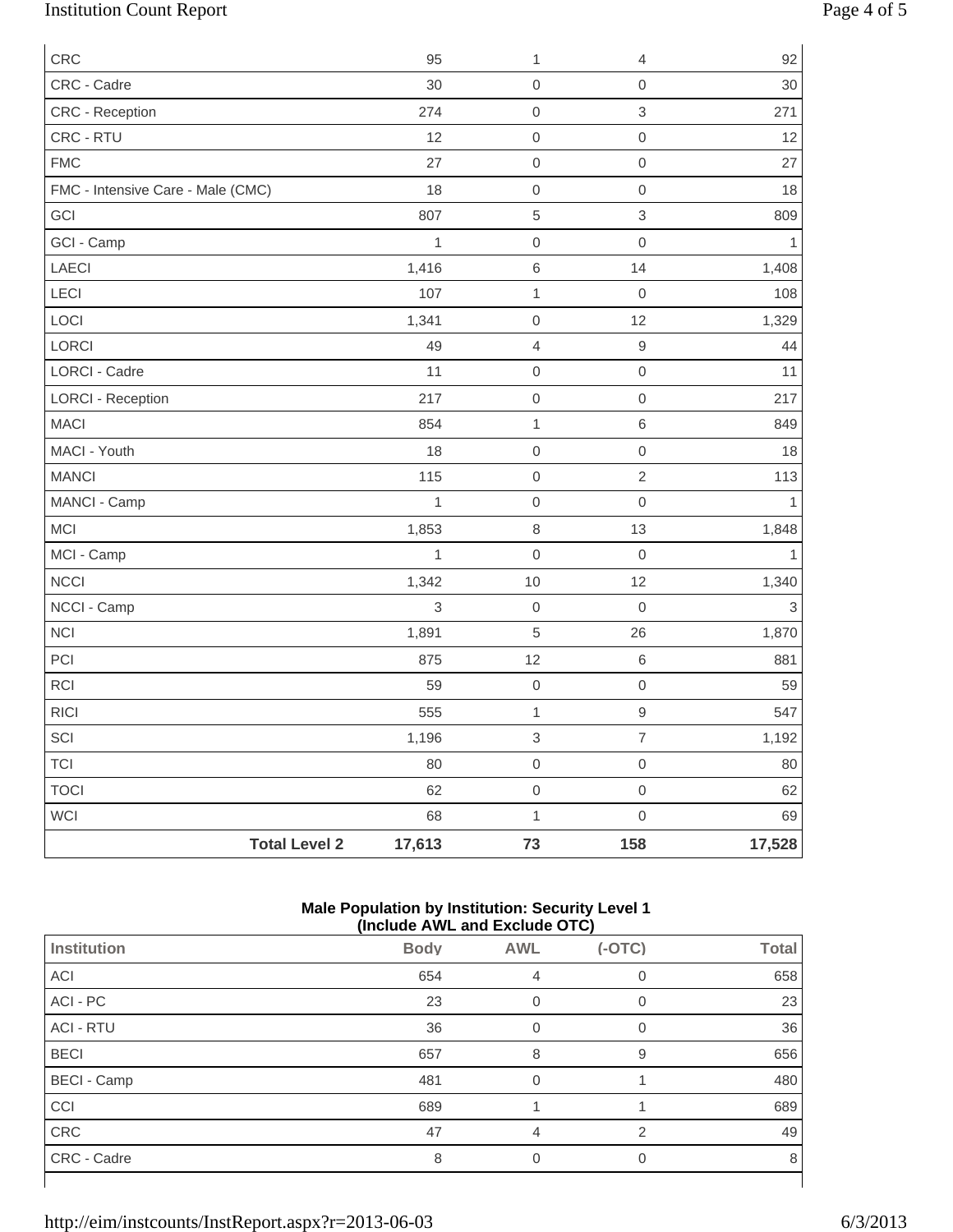| CRC | 95 | 1 | 4 | 92 |
|---|---|---|---|---|
| CRC - Cadre | 30 | 0 | 0 | 30 |
| CRC - Reception | 274 | 0 | 3 | 271 |
| CRC - RTU | 12 | 0 | 0 | 12 |
| FMC | 27 | 0 | 0 | 27 |
| FMC - Intensive Care - Male (CMC) | 18 | 0 | 0 | 18 |
| GCI | 807 | 5 | 3 | 809 |
| GCI - Camp | 1 | 0 | 0 | 1 |
| LAECI | 1,416 | 6 | 14 | 1,408 |
| LECI | 107 | 1 | 0 | 108 |
| LOCI | 1,341 | 0 | 12 | 1,329 |
| LORCI | 49 | 4 | 9 | 44 |
| LORCI - Cadre | 11 | 0 | 0 | 11 |
| LORCI - Reception | 217 | 0 | 0 | 217 |
| MACI | 854 | 1 | 6 | 849 |
| MACI - Youth | 18 | 0 | 0 | 18 |
| MANCI | 115 | 0 | 2 | 113 |
| MANCI - Camp | 1 | 0 | 0 | 1 |
| MCI | 1,853 | 8 | 13 | 1,848 |
| MCI - Camp | 1 | 0 | 0 | 1 |
| NCCI | 1,342 | 10 | 12 | 1,340 |
| NCCI - Camp | 3 | 0 | 0 | 3 |
| NCI | 1,891 | 5 | 26 | 1,870 |
| PCI | 875 | 12 | 6 | 881 |
| RCI | 59 | 0 | 0 | 59 |
| RICI | 555 | 1 | 9 | 547 |
| SCI | 1,196 | 3 | 7 | 1,192 |
| TCI | 80 | 0 | 0 | 80 |
| TOCI | 62 | 0 | 0 | 62 |
| WCI | 68 | 1 | 0 | 69 |
| **Total Level 2** | **17,613** | **73** | **158** | **17,528** |

**Male Population by Institution: Security Level 1 (Include AWL and Exclude OTC)**

| Institution | Body | AWL | (-OTC) | Total |
|---|---|---|---|---|
| ACI | 654 | 4 | 0 | 658 |
| ACI - PC | 23 | 0 | 0 | 23 |
| ACI - RTU | 36 | 0 | 0 | 36 |
| BECI | 657 | 8 | 9 | 656 |
| BECI - Camp | 481 | 0 | 1 | 480 |
| CCI | 689 | 1 | 1 | 689 |
| CRC | 47 | 4 | 2 | 49 |
| CRC - Cadre | 8 | 0 | 0 | 8 |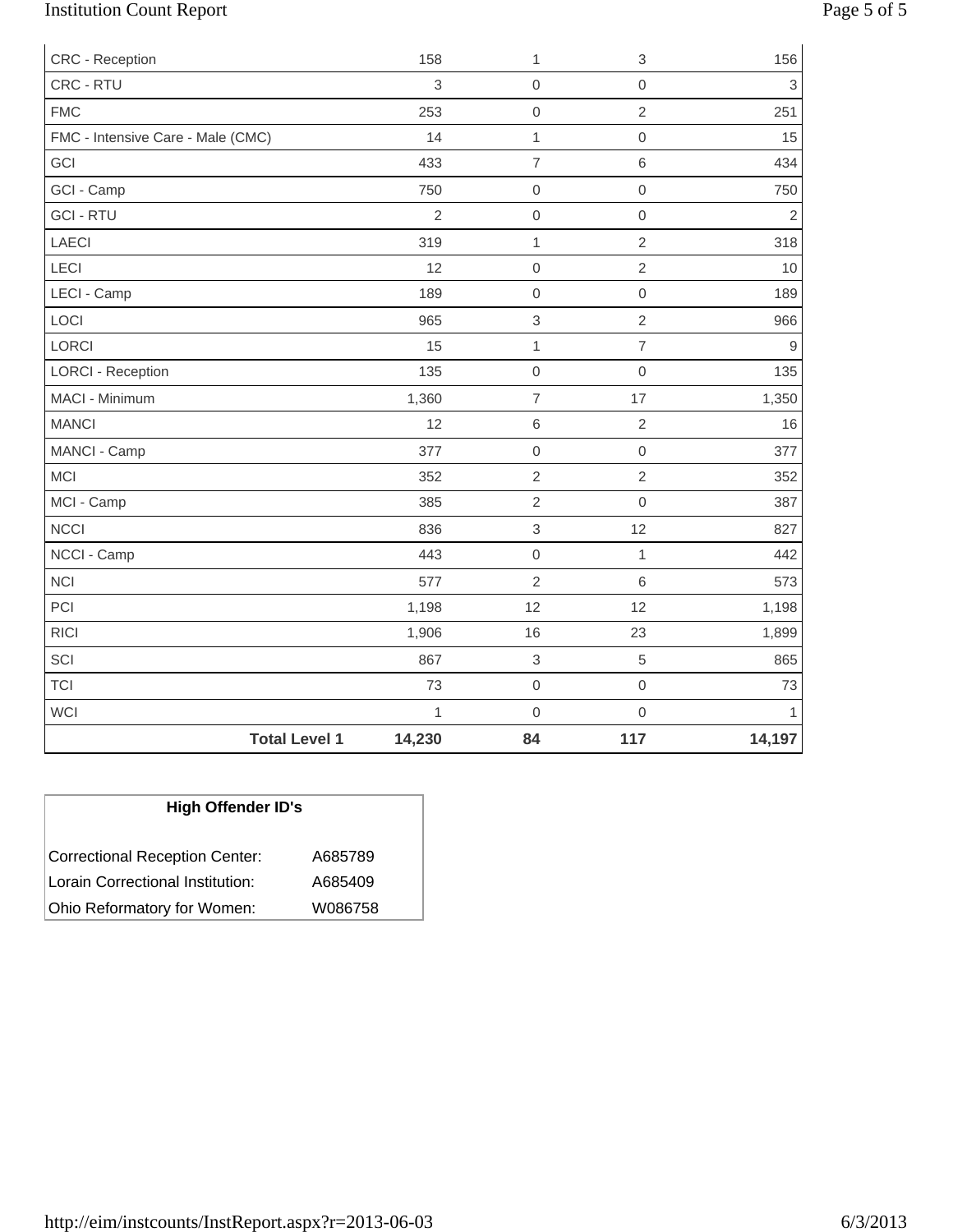| | | | | |
|---|---|---|---|---|
| CRC - Reception | 158 | 1 | 3 | 156 |
| CRC - RTU | 3 | 0 | 0 | 3 |
| FMC | 253 | 0 | 2 | 251 |
| FMC - Intensive Care - Male (CMC) | 14 | 1 | 0 | 15 |
| GCI | 433 | 7 | 6 | 434 |
| GCI - Camp | 750 | 0 | 0 | 750 |
| GCI - RTU | 2 | 0 | 0 | 2 |
| LAECI | 319 | 1 | 2 | 318 |
| LECI | 12 | 0 | 2 | 10 |
| LECI - Camp | 189 | 0 | 0 | 189 |
| LOCI | 965 | 3 | 2 | 966 |
| LORCI | 15 | 1 | 7 | 9 |
| LORCI - Reception | 135 | 0 | 0 | 135 |
| MACI - Minimum | 1,360 | 7 | 17 | 1,350 |
| MANCI | 12 | 6 | 2 | 16 |
| MANCI - Camp | 377 | 0 | 0 | 377 |
| MCI | 352 | 2 | 2 | 352 |
| MCI - Camp | 385 | 2 | 0 | 387 |
| NCCI | 836 | 3 | 12 | 827 |
| NCCI - Camp | 443 | 0 | 1 | 442 |
| NCI | 577 | 2 | 6 | 573 |
| PCI | 1,198 | 12 | 12 | 1,198 |
| RICI | 1,906 | 16 | 23 | 1,899 |
| SCI | 867 | 3 | 5 | 865 |
| TCI | 73 | 0 | 0 | 73 |
| WCI | 1 | 0 | 0 | 1 |
| **Total Level 1** | **14,230** | **84** | **117** | **14,197** |

| High Offender ID's | |
|---|---|
| Correctional Reception Center: | A685789 |
| Lorain Correctional Institution: | A685409 |
| Ohio Reformatory for Women: | W086758 |